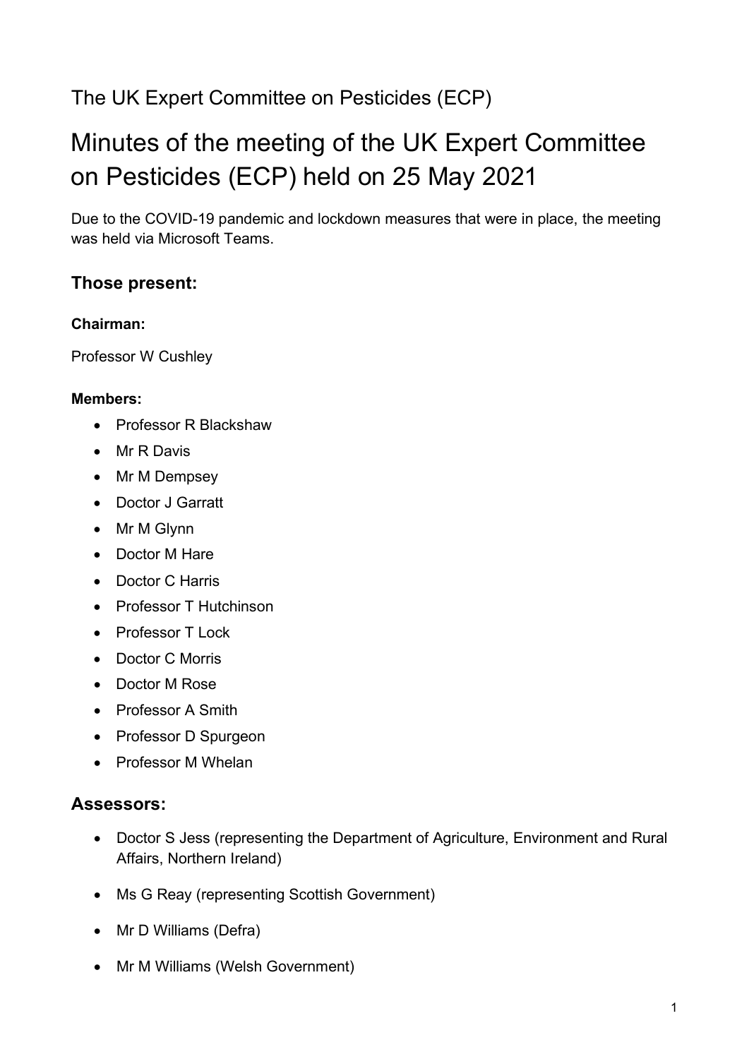The UK Expert Committee on Pesticides (ECP)

# Minutes of the meeting of the UK Expert Committee on Pesticides (ECP) held on 25 May 2021

Due to the COVID-19 pandemic and lockdown measures that were in place, the meeting was held via Microsoft Teams.

### Those present:

#### Chairman:

Professor W Cushley

#### Members:

- Professor R Blackshaw
- Mr R Davis
- Mr M Dempsey
- Doctor J Garratt
- Mr M Glynn
- Doctor M Hare
- Doctor C Harris
- Professor T Hutchinson
- Professor T Lock
- Doctor C Morris
- Doctor M Rose
- Professor A Smith
- Professor D Spurgeon
- Professor M Whelan

### Assessors:

- Doctor S Jess (representing the Department of Agriculture, Environment and Rural Affairs, Northern Ireland)
- Ms G Reay (representing Scottish Government)
- Mr D Williams (Defra)
- Mr M Williams (Welsh Government)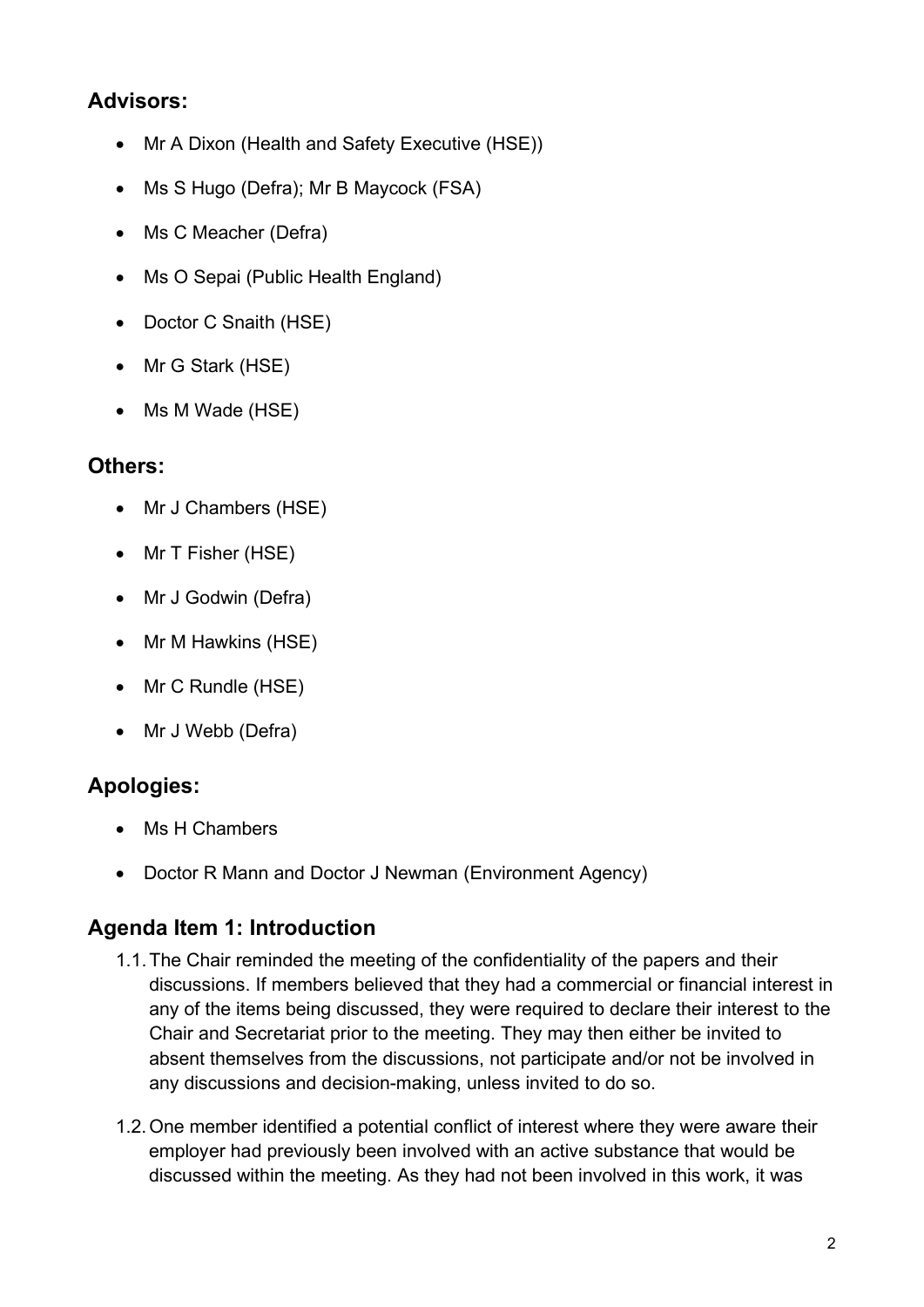## Advisors:

- Mr A Dixon (Health and Safety Executive (HSE))
- Ms S Hugo (Defra); Mr B Maycock (FSA)
- Ms C Meacher (Defra)
- Ms O Sepai (Public Health England)
- Doctor C Snaith (HSE)
- Mr G Stark (HSE)
- Ms M Wade (HSE)

## Others:

- Mr J Chambers (HSE)
- Mr T Fisher (HSE)
- Mr J Godwin (Defra)
- Mr M Hawkins (HSE)
- Mr C Rundle (HSE)
- Mr J Webb (Defra)

## Apologies:

- Ms H Chambers
- Doctor R Mann and Doctor J Newman (Environment Agency)

## Agenda Item 1: Introduction

1.1. The Chair reminded the meeting of the confidentiality of the papers and their discussions. If members believed that they had a commercial or financial interest in any of the items being discussed, they were required to declare their interest to the Chair and Secretariat prior to the meeting. They may then either be invited to absent themselves from the discussions, not participate and/or not be involved in any discussions and decision-making, unless invited to do so.

1.2. One member identified a potential conflict of interest where they were aware their employer had previously been involved with an active substance that would be discussed within the meeting. As they had not been involved in this work, it was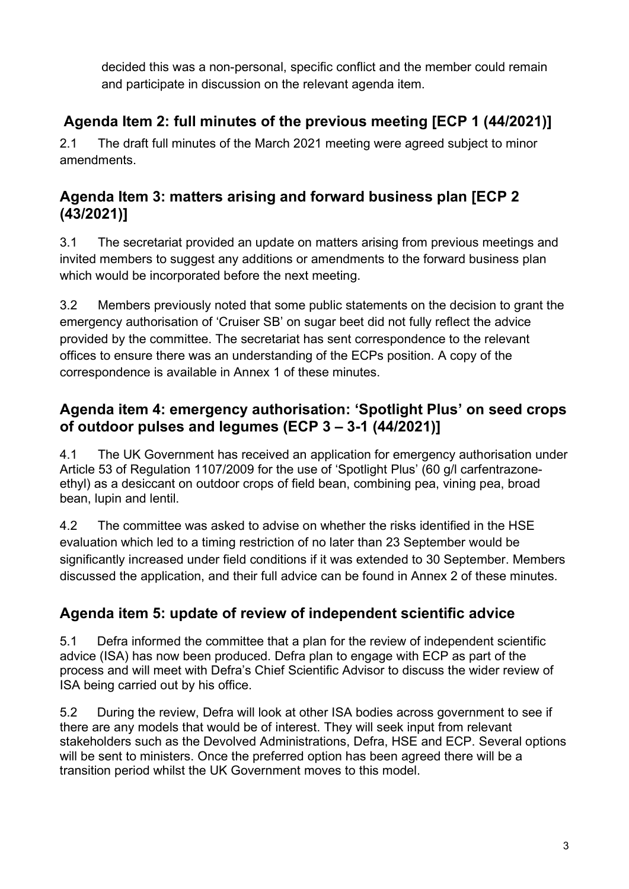decided this was a non-personal, specific conflict and the member could remain and participate in discussion on the relevant agenda item.

## Agenda Item 2: full minutes of the previous meeting [ECP 1 (44/2021)]

2.1 The draft full minutes of the March 2021 meeting were agreed subject to minor amendments.

## Agenda Item 3: matters arising and forward business plan [ECP 2 (43/2021)]

3.1 The secretariat provided an update on matters arising from previous meetings and invited members to suggest any additions or amendments to the forward business plan which would be incorporated before the next meeting.

3.2 Members previously noted that some public statements on the decision to grant the emergency authorisation of 'Cruiser SB' on sugar beet did not fully reflect the advice provided by the committee. The secretariat has sent correspondence to the relevant offices to ensure there was an understanding of the ECPs position. A copy of the correspondence is available in Annex 1 of these minutes.

## Agenda item 4: emergency authorisation: 'Spotlight Plus' on seed crops of outdoor pulses and legumes (ECP 3 – 3-1 (44/2021)]

4.1 The UK Government has received an application for emergency authorisation under Article 53 of Regulation 1107/2009 for the use of 'Spotlight Plus' (60 g/l carfentrazone-ethyl) as a desiccant on outdoor crops of field bean, combining pea, vining pea, broad bean, lupin and lentil.

4.2 The committee was asked to advise on whether the risks identified in the HSE evaluation which led to a timing restriction of no later than 23 September would be significantly increased under field conditions if it was extended to 30 September. Members discussed the application, and their full advice can be found in Annex 2 of these minutes.

## Agenda item 5: update of review of independent scientific advice

5.1 Defra informed the committee that a plan for the review of independent scientific advice (ISA) has now been produced. Defra plan to engage with ECP as part of the process and will meet with Defra's Chief Scientific Advisor to discuss the wider review of ISA being carried out by his office.

5.2 During the review, Defra will look at other ISA bodies across government to see if there are any models that would be of interest. They will seek input from relevant stakeholders such as the Devolved Administrations, Defra, HSE and ECP. Several options will be sent to ministers. Once the preferred option has been agreed there will be a transition period whilst the UK Government moves to this model.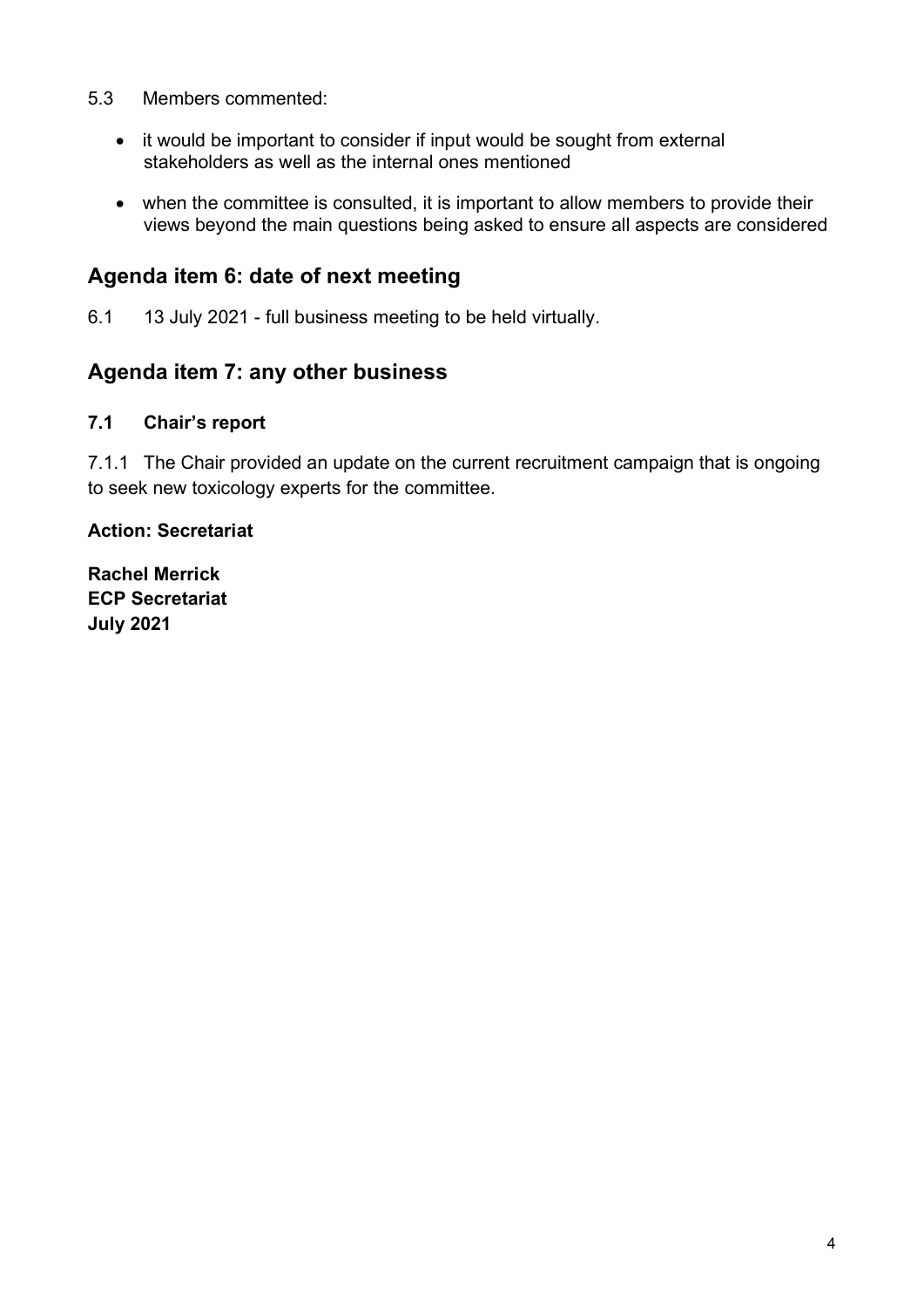5.3 Members commented:

- it would be important to consider if input would be sought from external stakeholders as well as the internal ones mentioned
- when the committee is consulted, it is important to allow members to provide their views beyond the main questions being asked to ensure all aspects are considered

## Agenda item 6: date of next meeting

6.1 13 July 2021 - full business meeting to be held virtually.

## Agenda item 7: any other business

### 7.1 Chair's report

7.1.1 The Chair provided an update on the current recruitment campaign that is ongoing to seek new toxicology experts for the committee.

**Action: Secretariat**

**Rachel Merrick**
**ECP Secretariat**
**July 2021**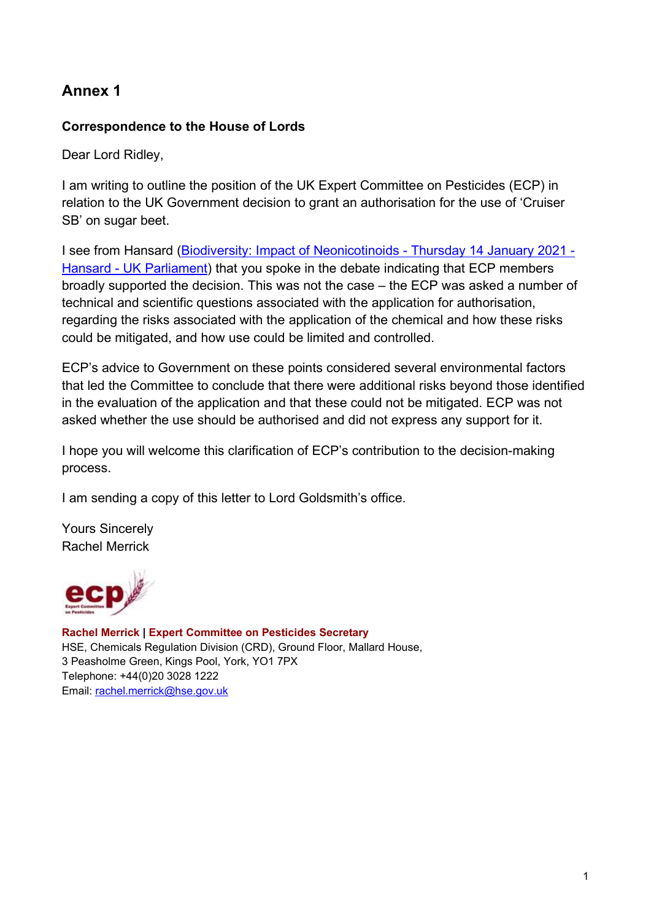## Annex 1

**Correspondence to the House of Lords**

Dear Lord Ridley,

I am writing to outline the position of the UK Expert Committee on Pesticides (ECP) in relation to the UK Government decision to grant an authorisation for the use of 'Cruiser SB' on sugar beet.

I see from Hansard ([Biodiversity: Impact of Neonicotinoids - Thursday 14 January 2021 - Hansard - UK Parliament]()) that you spoke in the debate indicating that ECP members broadly supported the decision. This was not the case – the ECP was asked a number of technical and scientific questions associated with the application for authorisation, regarding the risks associated with the application of the chemical and how these risks could be mitigated, and how use could be limited and controlled.

ECP's advice to Government on these points considered several environmental factors that led the Committee to conclude that there were additional risks beyond those identified in the evaluation of the application and that these could not be mitigated. ECP was not asked whether the use should be authorised and did not express any support for it.

I hope you will welcome this clarification of ECP's contribution to the decision-making process.

I am sending a copy of this letter to Lord Goldsmith's office.

Yours Sincerely
Rachel Merrick

ecp Expert Committee on Pesticides

**Rachel Merrick | Expert Committee on Pesticides Secretary**
HSE, Chemicals Regulation Division (CRD), Ground Floor, Mallard House,
3 Peasholme Green, Kings Pool, York, YO1 7PX
Telephone: +44(0)20 3028 1222
Email: rachel.merrick@hse.gov.uk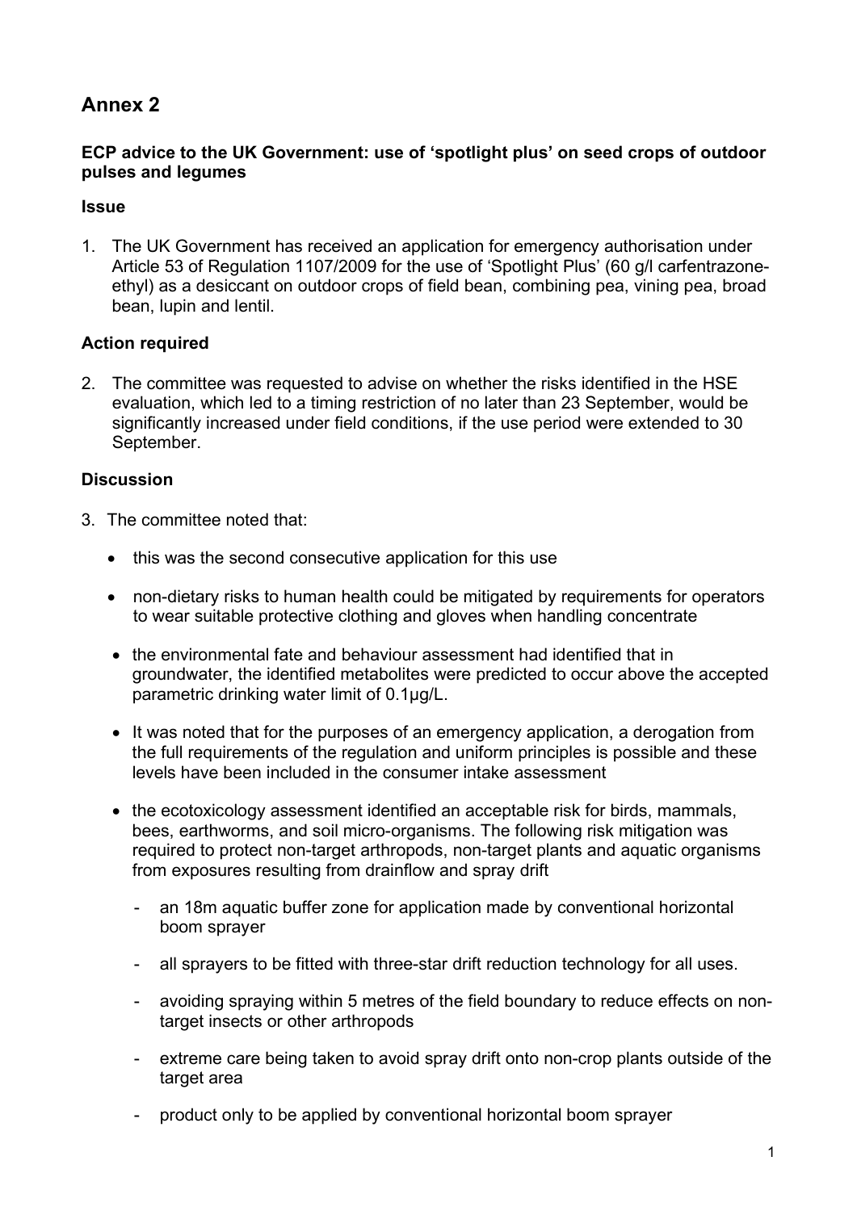## Annex 2

### ECP advice to the UK Government: use of 'spotlight plus' on seed crops of outdoor pulses and legumes

**Issue**

1. The UK Government has received an application for emergency authorisation under Article 53 of Regulation 1107/2009 for the use of 'Spotlight Plus' (60 g/l carfentrazone-ethyl) as a desiccant on outdoor crops of field bean, combining pea, vining pea, broad bean, lupin and lentil.

**Action required**

2. The committee was requested to advise on whether the risks identified in the HSE evaluation, which led to a timing restriction of no later than 23 September, would be significantly increased under field conditions, if the use period were extended to 30 September.

**Discussion**

3. The committee noted that:

   - this was the second consecutive application for this use
   - non-dietary risks to human health could be mitigated by requirements for operators to wear suitable protective clothing and gloves when handling concentrate
   - the environmental fate and behaviour assessment had identified that in groundwater, the identified metabolites were predicted to occur above the accepted parametric drinking water limit of 0.1µg/L.
   - It was noted that for the purposes of an emergency application, a derogation from the full requirements of the regulation and uniform principles is possible and these levels have been included in the consumer intake assessment
   - the ecotoxicology assessment identified an acceptable risk for birds, mammals, bees, earthworms, and soil micro-organisms. The following risk mitigation was required to protect non-target arthropods, non-target plants and aquatic organisms from exposures resulting from drainflow and spray drift
     - an 18m aquatic buffer zone for application made by conventional horizontal boom sprayer
     - all sprayers to be fitted with three-star drift reduction technology for all uses.
     - avoiding spraying within 5 metres of the field boundary to reduce effects on non-target insects or other arthropods
     - extreme care being taken to avoid spray drift onto non-crop plants outside of the target area
     - product only to be applied by conventional horizontal boom sprayer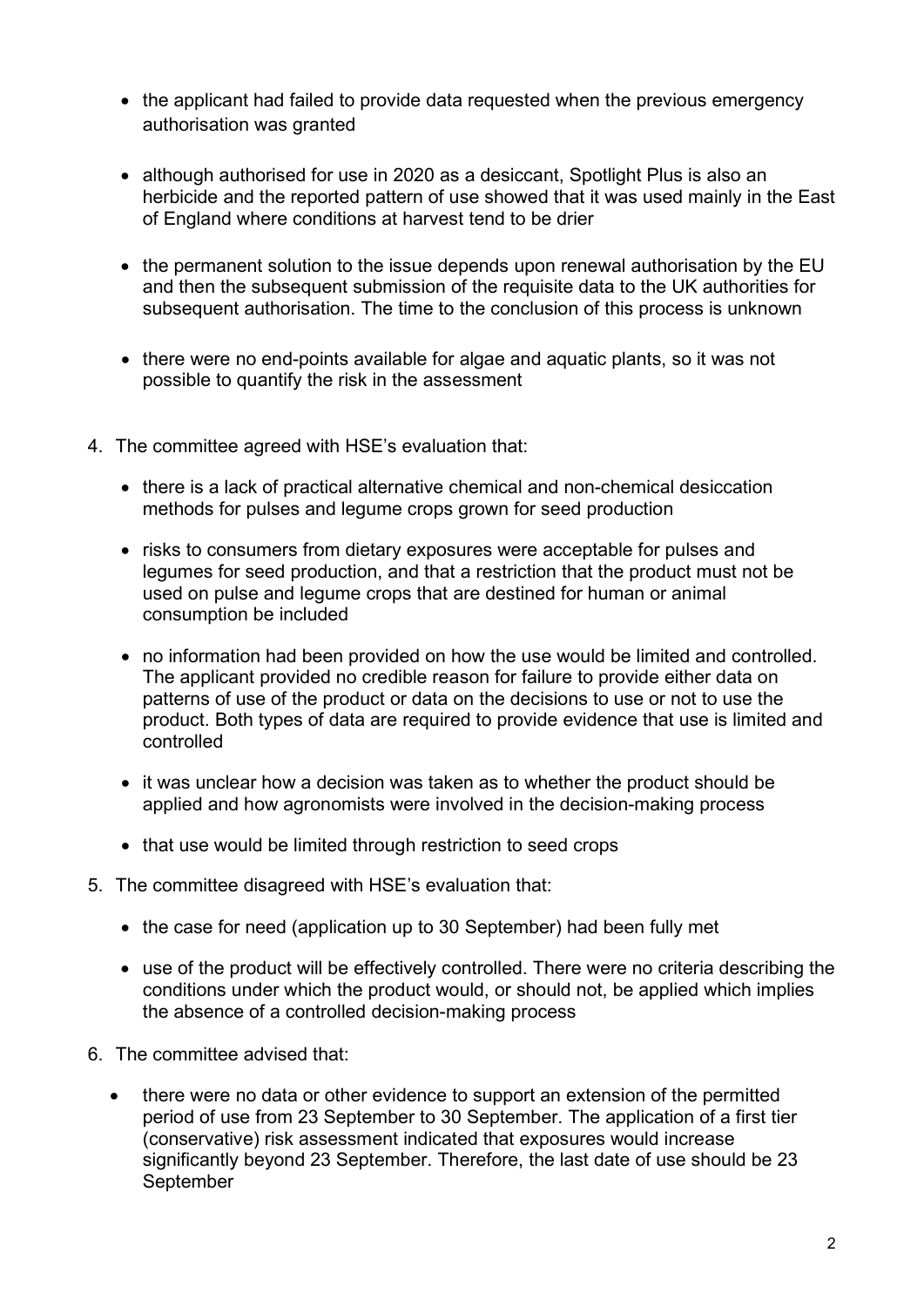- the applicant had failed to provide data requested when the previous emergency authorisation was granted
- although authorised for use in 2020 as a desiccant, Spotlight Plus is also an herbicide and the reported pattern of use showed that it was used mainly in the East of England where conditions at harvest tend to be drier
- the permanent solution to the issue depends upon renewal authorisation by the EU and then the subsequent submission of the requisite data to the UK authorities for subsequent authorisation. The time to the conclusion of this process is unknown
- there were no end-points available for algae and aquatic plants, so it was not possible to quantify the risk in the assessment

4. The committee agreed with HSE's evaluation that:

    - there is a lack of practical alternative chemical and non-chemical desiccation methods for pulses and legume crops grown for seed production
    - risks to consumers from dietary exposures were acceptable for pulses and legumes for seed production, and that a restriction that the product must not be used on pulse and legume crops that are destined for human or animal consumption be included
    - no information had been provided on how the use would be limited and controlled. The applicant provided no credible reason for failure to provide either data on patterns of use of the product or data on the decisions to use or not to use the product. Both types of data are required to provide evidence that use is limited and controlled
    - it was unclear how a decision was taken as to whether the product should be applied and how agronomists were involved in the decision-making process
    - that use would be limited through restriction to seed crops

5. The committee disagreed with HSE's evaluation that:

    - the case for need (application up to 30 September) had been fully met
    - use of the product will be effectively controlled. There were no criteria describing the conditions under which the product would, or should not, be applied which implies the absence of a controlled decision-making process

6. The committee advised that:

    - there were no data or other evidence to support an extension of the permitted period of use from 23 September to 30 September. The application of a first tier (conservative) risk assessment indicated that exposures would increase significantly beyond 23 September. Therefore, the last date of use should be 23 September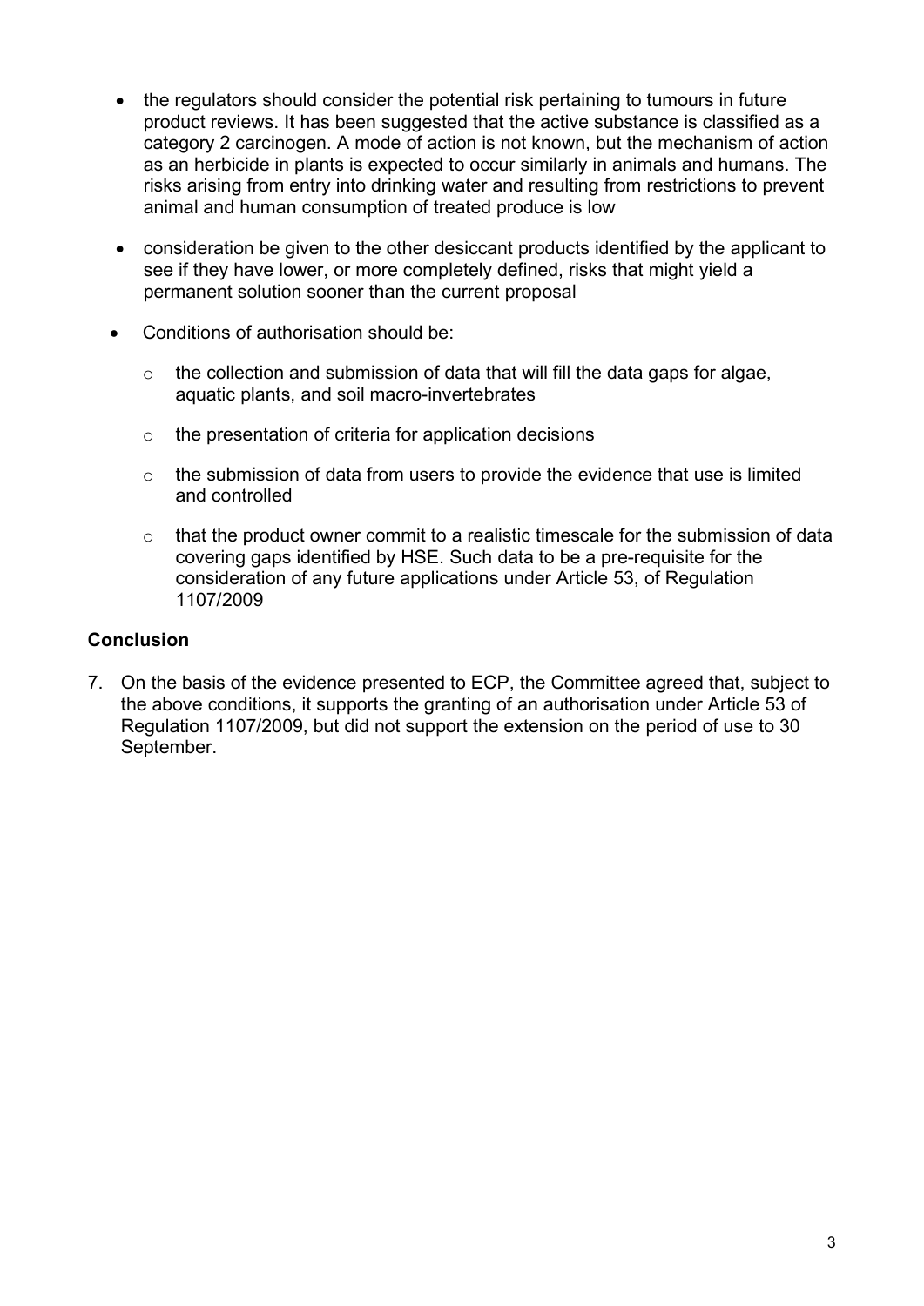- the regulators should consider the potential risk pertaining to tumours in future product reviews. It has been suggested that the active substance is classified as a category 2 carcinogen. A mode of action is not known, but the mechanism of action as an herbicide in plants is expected to occur similarly in animals and humans. The risks arising from entry into drinking water and resulting from restrictions to prevent animal and human consumption of treated produce is low

- consideration be given to the other desiccant products identified by the applicant to see if they have lower, or more completely defined, risks that might yield a permanent solution sooner than the current proposal

- Conditions of authorisation should be:
  - the collection and submission of data that will fill the data gaps for algae, aquatic plants, and soil macro-invertebrates
  - the presentation of criteria for application decisions
  - the submission of data from users to provide the evidence that use is limited and controlled
  - that the product owner commit to a realistic timescale for the submission of data covering gaps identified by HSE. Such data to be a pre-requisite for the consideration of any future applications under Article 53, of Regulation 1107/2009

## Conclusion

7. On the basis of the evidence presented to ECP, the Committee agreed that, subject to the above conditions, it supports the granting of an authorisation under Article 53 of Regulation 1107/2009, but did not support the extension on the period of use to 30 September.